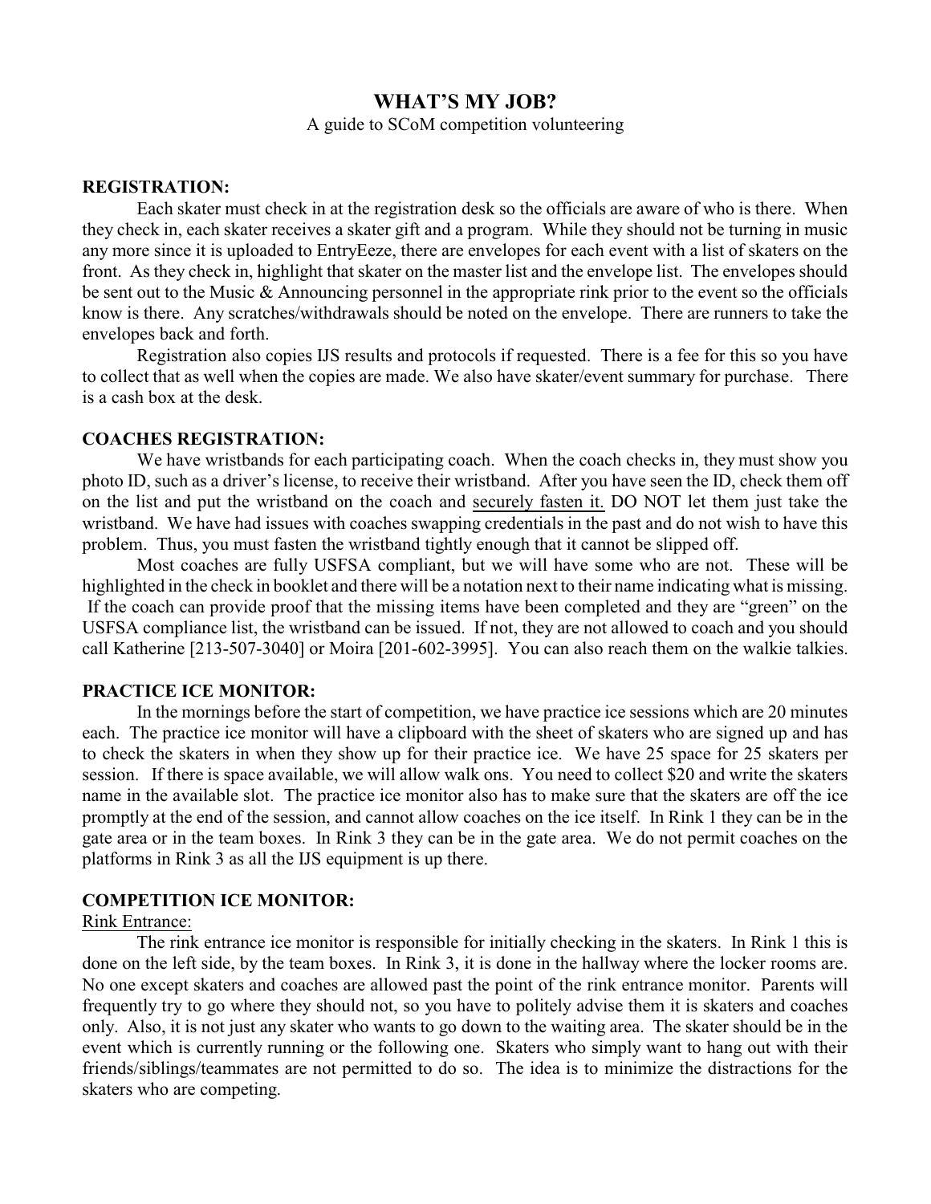# WHAT'S MY JOB?

A guide to SCoM competition volunteering

## REGISTRATION:

Each skater must check in at the registration desk so the officials are aware of who is there. When they check in, each skater receives a skater gift and a program. While they should not be turning in music any more since it is uploaded to EntryEeze, there are envelopes for each event with a list of skaters on the front. As they check in, highlight that skater on the master list and the envelope list. The envelopes should be sent out to the Music & Announcing personnel in the appropriate rink prior to the event so the officials know is there. Any scratches/withdrawals should be noted on the envelope. There are runners to take the envelopes back and forth.

Registration also copies IJS results and protocols if requested. There is a fee for this so you have to collect that as well when the copies are made. We also have skater/event summary for purchase. There is a cash box at the desk.

## COACHES REGISTRATION:

We have wristbands for each participating coach. When the coach checks in, they must show you photo ID, such as a driver's license, to receive their wristband. After you have seen the ID, check them off on the list and put the wristband on the coach and <u>securely fasten it.</u> DO NOT let them just take the wristband. We have had issues with coaches swapping credentials in the past and do not wish to have this problem. Thus, you must fasten the wristband tightly enough that it cannot be slipped off.

Most coaches are fully USFSA compliant, but we will have some who are not. These will be highlighted in the check in booklet and there will be a notation next to their name indicating what is missing. If the coach can provide proof that the missing items have been completed and they are "green" on the USFSA compliance list, the wristband can be issued. If not, they are not allowed to coach and you should call Katherine [213-507-3040] or Moira [201-602-3995]. You can also reach them on the walkie talkies.

## PRACTICE ICE MONITOR:

In the mornings before the start of competition, we have practice ice sessions which are 20 minutes each. The practice ice monitor will have a clipboard with the sheet of skaters who are signed up and has to check the skaters in when they show up for their practice ice. We have 25 space for 25 skaters per session. If there is space available, we will allow walk ons. You need to collect $20 and write the skaters name in the available slot. The practice ice monitor also has to make sure that the skaters are off the ice promptly at the end of the session, and cannot allow coaches on the ice itself. In Rink 1 they can be in the gate area or in the team boxes. In Rink 3 they can be in the gate area. We do not permit coaches on the platforms in Rink 3 as all the IJS equipment is up there.

## COMPETITION ICE MONITOR:

<u>Rink Entrance:</u>

The rink entrance ice monitor is responsible for initially checking in the skaters. In Rink 1 this is done on the left side, by the team boxes. In Rink 3, it is done in the hallway where the locker rooms are. No one except skaters and coaches are allowed past the point of the rink entrance monitor. Parents will frequently try to go where they should not, so you have to politely advise them it is skaters and coaches only. Also, it is not just any skater who wants to go down to the waiting area. The skater should be in the event which is currently running or the following one. Skaters who simply want to hang out with their friends/siblings/teammates are not permitted to do so. The idea is to minimize the distractions for the skaters who are competing.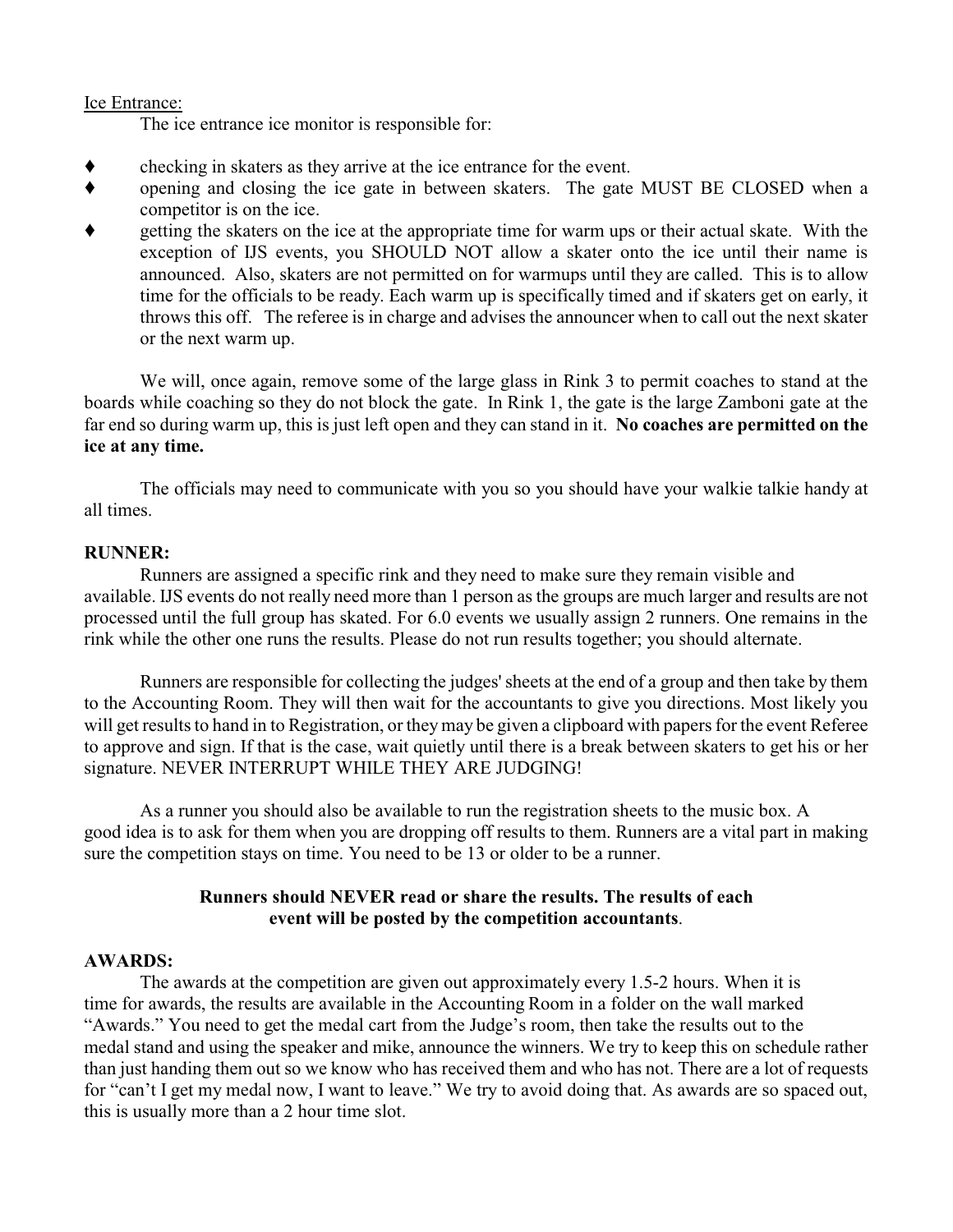<u>Ice Entrance:</u>

The ice entrance ice monitor is responsible for:

- checking in skaters as they arrive at the ice entrance for the event.
- opening and closing the ice gate in between skaters. The gate MUST BE CLOSED when a competitor is on the ice.
- getting the skaters on the ice at the appropriate time for warm ups or their actual skate. With the exception of IJS events, you SHOULD NOT allow a skater onto the ice until their name is announced. Also, skaters are not permitted on for warmups until they are called. This is to allow time for the officials to be ready. Each warm up is specifically timed and if skaters get on early, it throws this off. The referee is in charge and advises the announcer when to call out the next skater or the next warm up.

We will, once again, remove some of the large glass in Rink 3 to permit coaches to stand at the boards while coaching so they do not block the gate. In Rink 1, the gate is the large Zamboni gate at the far end so during warm up, this is just left open and they can stand in it. **No coaches are permitted on the ice at any time.**

The officials may need to communicate with you so you should have your walkie talkie handy at all times.

**RUNNER:**

Runners are assigned a specific rink and they need to make sure they remain visible and available. IJS events do not really need more than 1 person as the groups are much larger and results are not processed until the full group has skated. For 6.0 events we usually assign 2 runners. One remains in the rink while the other one runs the results. Please do not run results together; you should alternate.

Runners are responsible for collecting the judges' sheets at the end of a group and then take by them to the Accounting Room. They will then wait for the accountants to give you directions. Most likely you will get results to hand in to Registration, or they may be given a clipboard with papers for the event Referee to approve and sign. If that is the case, wait quietly until there is a break between skaters to get his or her signature. NEVER INTERRUPT WHILE THEY ARE JUDGING!

As a runner you should also be available to run the registration sheets to the music box. A good idea is to ask for them when you are dropping off results to them. Runners are a vital part in making sure the competition stays on time. You need to be 13 or older to be a runner.

**Runners should NEVER read or share the results. The results of each event will be posted by the competition accountants**.

**AWARDS:**

The awards at the competition are given out approximately every 1.5-2 hours. When it is time for awards, the results are available in the Accounting Room in a folder on the wall marked "Awards." You need to get the medal cart from the Judge's room, then take the results out to the medal stand and using the speaker and mike, announce the winners. We try to keep this on schedule rather than just handing them out so we know who has received them and who has not. There are a lot of requests for "can't I get my medal now, I want to leave." We try to avoid doing that. As awards are so spaced out, this is usually more than a 2 hour time slot.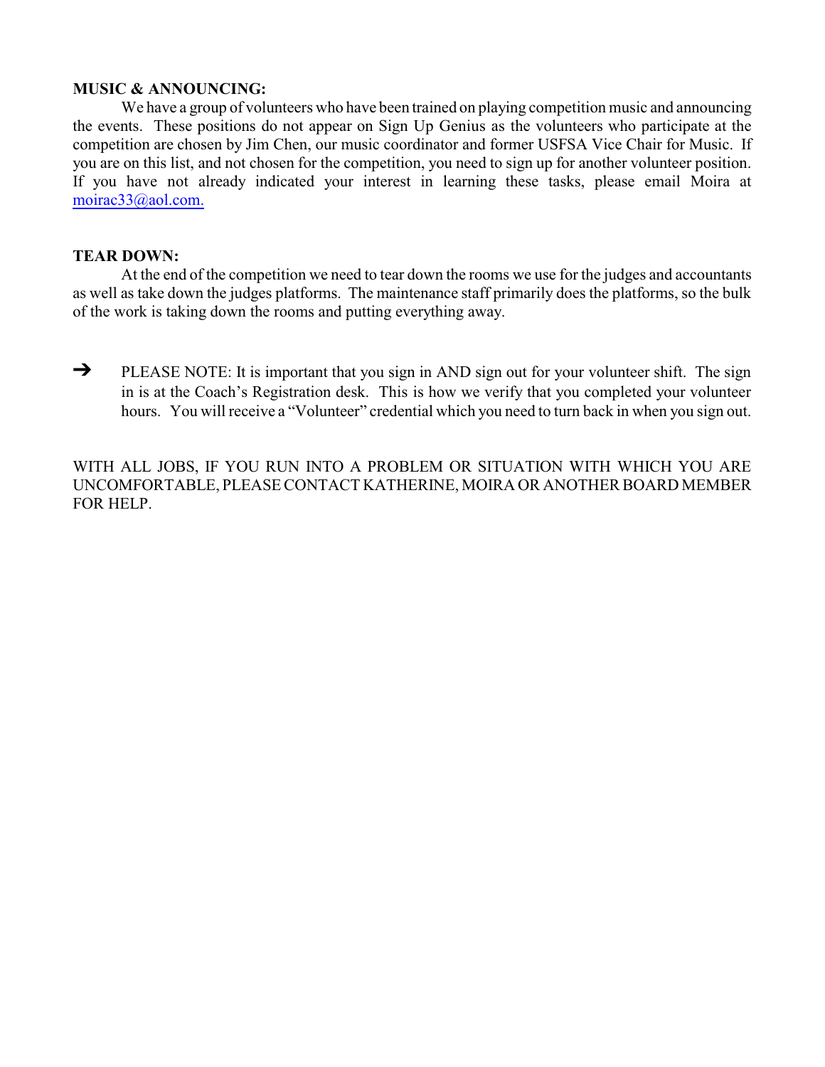**MUSIC & ANNOUNCING:**

We have a group of volunteers who have been trained on playing competition music and announcing the events. These positions do not appear on Sign Up Genius as the volunteers who participate at the competition are chosen by Jim Chen, our music coordinator and former USFSA Vice Chair for Music. If you are on this list, and not chosen for the competition, you need to sign up for another volunteer position. If you have not already indicated your interest in learning these tasks, please email Moira at moirac33@aol.com.

**TEAR DOWN:**

At the end of the competition we need to tear down the rooms we use for the judges and accountants as well as take down the judges platforms. The maintenance staff primarily does the platforms, so the bulk of the work is taking down the rooms and putting everything away.

➔ PLEASE NOTE: It is important that you sign in AND sign out for your volunteer shift. The sign in is at the Coach's Registration desk. This is how we verify that you completed your volunteer hours. You will receive a "Volunteer" credential which you need to turn back in when you sign out.

WITH ALL JOBS, IF YOU RUN INTO A PROBLEM OR SITUATION WITH WHICH YOU ARE UNCOMFORTABLE, PLEASE CONTACT KATHERINE, MOIRA OR ANOTHER BOARD MEMBER FOR HELP.